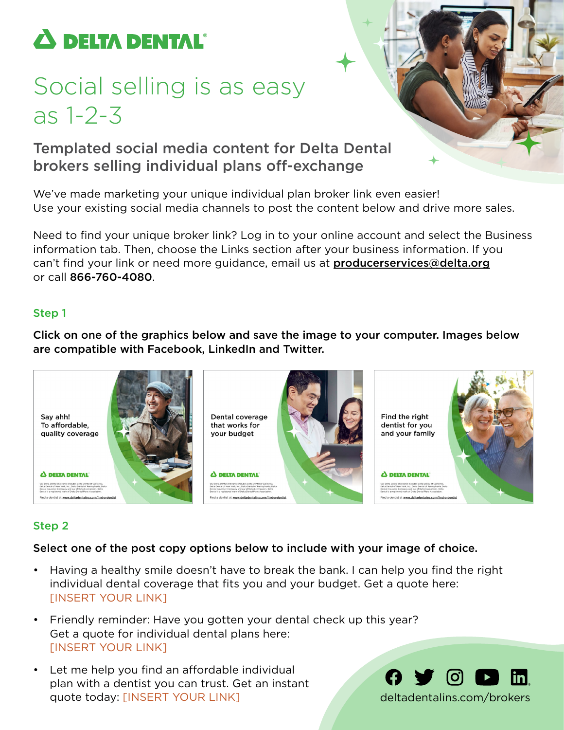# DELTA DENTAL

# Social selling is as easy as 1-2-3

## Templated social media content for Delta Dental brokers selling individual plans off-exchange

We've made marketing your unique individual plan broker link even easier!
Use your existing social media channels to post the content below and drive more sales.

Need to find your unique broker link? Log in to your online account and select the Business information tab. Then, choose the Links section after your business information. If you can't find your link or need more guidance, email us at **producerservices@delta.org** or call **866-760-4080**.

### Step 1

**Click on one of the graphics below and save the image to your computer. Images below are compatible with Facebook, LinkedIn and Twitter.**

Say ahh!
To affordable, quality coverage

Dental coverage that works for your budget

Find the right dentist for you and your family

### Step 2

**Select one of the post copy options below to include with your image of choice.**

- Having a healthy smile doesn't have to break the bank. I can help you find the right individual dental coverage that fits you and your budget. Get a quote here: [INSERT YOUR LINK]
- Friendly reminder: Have you gotten your dental check up this year? Get a quote for individual dental plans here: [INSERT YOUR LINK]
- Let me help you find an affordable individual plan with a dentist you can trust. Get an instant quote today: [INSERT YOUR LINK]

deltadentalins.com/brokers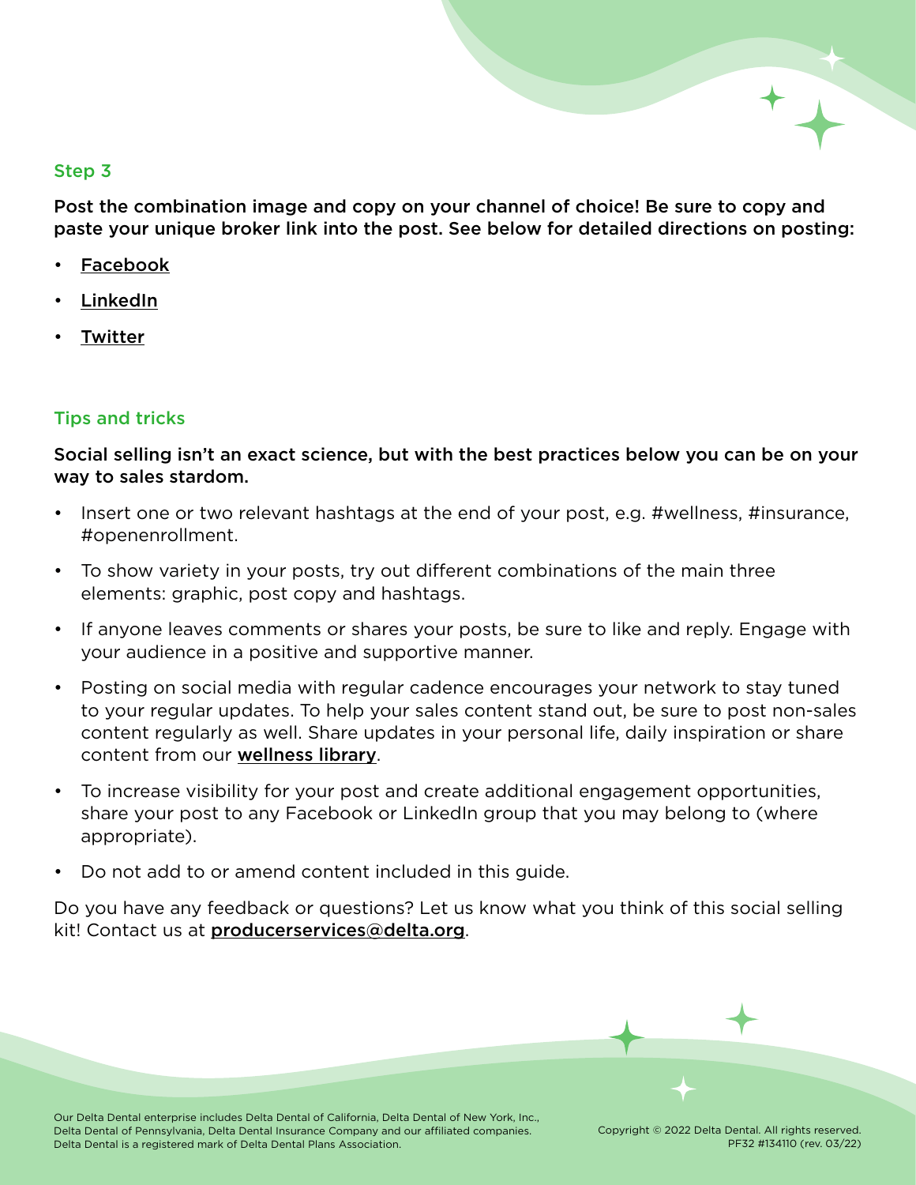## Step 3

**Post the combination image and copy on your channel of choice! Be sure to copy and paste your unique broker link into the post. See below for detailed directions on posting:**

- **Facebook**
- **LinkedIn**
- **Twitter**

## Tips and tricks

**Social selling isn't an exact science, but with the best practices below you can be on your way to sales stardom.**

- Insert one or two relevant hashtags at the end of your post, e.g. #wellness, #insurance, #openenrollment.
- To show variety in your posts, try out different combinations of the main three elements: graphic, post copy and hashtags.
- If anyone leaves comments or shares your posts, be sure to like and reply. Engage with your audience in a positive and supportive manner.
- Posting on social media with regular cadence encourages your network to stay tuned to your regular updates. To help your sales content stand out, be sure to post non-sales content regularly as well. Share updates in your personal life, daily inspiration or share content from our **wellness library**.
- To increase visibility for your post and create additional engagement opportunities, share your post to any Facebook or LinkedIn group that you may belong to (where appropriate).
- Do not add to or amend content included in this guide.

Do you have any feedback or questions? Let us know what you think of this social selling kit! Contact us at **producerservices@delta.org**.

Our Delta Dental enterprise includes Delta Dental of California, Delta Dental of New York, Inc., Delta Dental of Pennsylvania, Delta Dental Insurance Company and our affiliated companies. Delta Dental is a registered mark of Delta Dental Plans Association.

Copyright © 2022 Delta Dental. All rights reserved. PF32 #134110 (rev. 03/22)